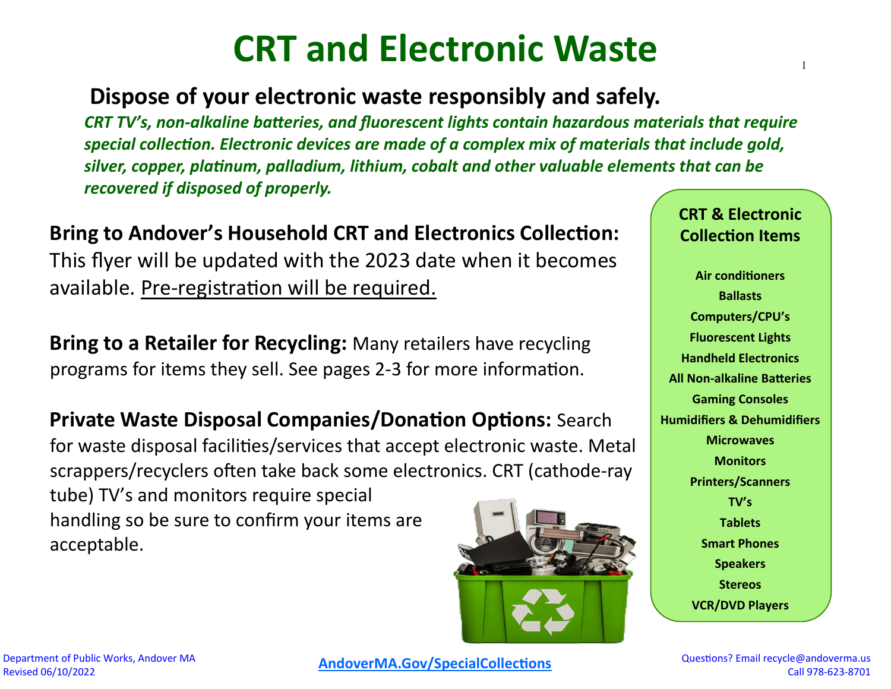# CRT and Electronic Waste

## Dispose of your electronic waste responsibly and safely.

***CRT TV's, non-alkaline batteries, and fluorescent lights contain hazardous materials that require special collection. Electronic devices are made of a complex mix of materials that include gold, silver, copper, platinum, palladium, lithium, cobalt and other valuable elements that can be recovered if disposed of properly.***

**Bring to Andover's Household CRT and Electronics Collection:** This flyer will be updated with the 2023 date when it becomes available. Pre-registration will be required.

**Bring to a Retailer for Recycling:** Many retailers have recycling programs for items they sell. See pages 2-3 for more information.

**Private Waste Disposal Companies/Donation Options:** Search for waste disposal facilities/services that accept electronic waste. Metal scrappers/recyclers often take back some electronics. CRT (cathode-ray tube) TV's and monitors require special handling so be sure to confirm your items are acceptable.

### CRT & Electronic Collection Items

- **Air conditioners**
- **Ballasts**
- **Computers/CPU's**
- **Fluorescent Lights**
- **Handheld Electronics**
- **All Non-alkaline Batteries**
- **Gaming Consoles**
- **Humidifiers & Dehumidifiers**
- **Microwaves**
- **Monitors**
- **Printers/Scanners**
- **TV's**
- **Tablets**
- **Smart Phones**
- **Speakers**
- **Stereos**
- **VCR/DVD Players**

Department of Public Works, Andover MA
Revised 06/10/2022

**AndoverMA.Gov/SpecialCollections**

Questions? Email recycle@andoverma.us
Call 978-623-8701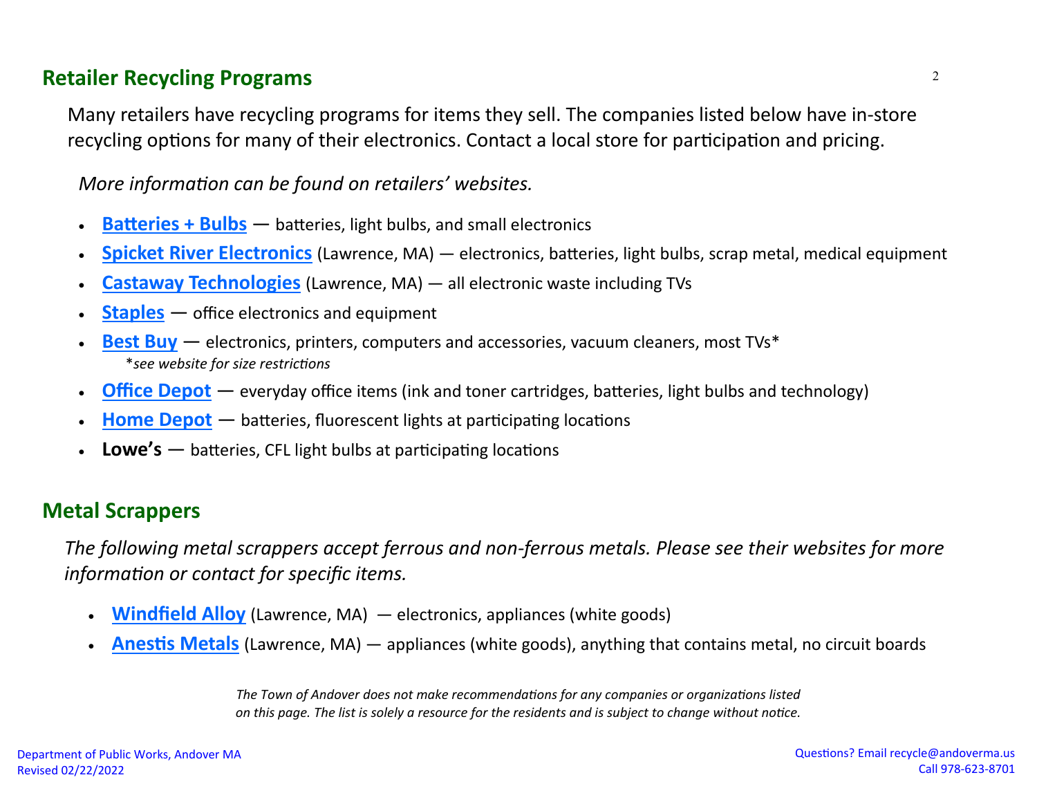## Retailer Recycling Programs

Many retailers have recycling programs for items they sell. The companies listed below have in-store recycling options for many of their electronics. Contact a local store for participation and pricing.

*More information can be found on retailers' websites.*

- **Batteries + Bulbs** — batteries, light bulbs, and small electronics
- **Spicket River Electronics** (Lawrence, MA) — electronics, batteries, light bulbs, scrap metal, medical equipment
- **Castaway Technologies** (Lawrence, MA) — all electronic waste including TVs
- **Staples** — office electronics and equipment
- **Best Buy** — electronics, printers, computers and accessories, vacuum cleaners, most TVs*
  *\*see website for size restrictions*
- **Office Depot** — everyday office items (ink and toner cartridges, batteries, light bulbs and technology)
- **Home Depot** — batteries, fluorescent lights at participating locations
- **Lowe's** — batteries, CFL light bulbs at participating locations

## Metal Scrappers

*The following metal scrappers accept ferrous and non-ferrous metals. Please see their websites for more information or contact for specific items.*

- **Windfield Alloy** (Lawrence, MA) — electronics, appliances (white goods)
- **Anestis Metals** (Lawrence, MA) — appliances (white goods), anything that contains metal, no circuit boards

*The Town of Andover does not make recommendations for any companies or organizations listed on this page. The list is solely a resource for the residents and is subject to change without notice.*

Department of Public Works, Andover MA
Revised 02/22/2022

Questions? Email recycle@andoverma.us
Call 978-623-8701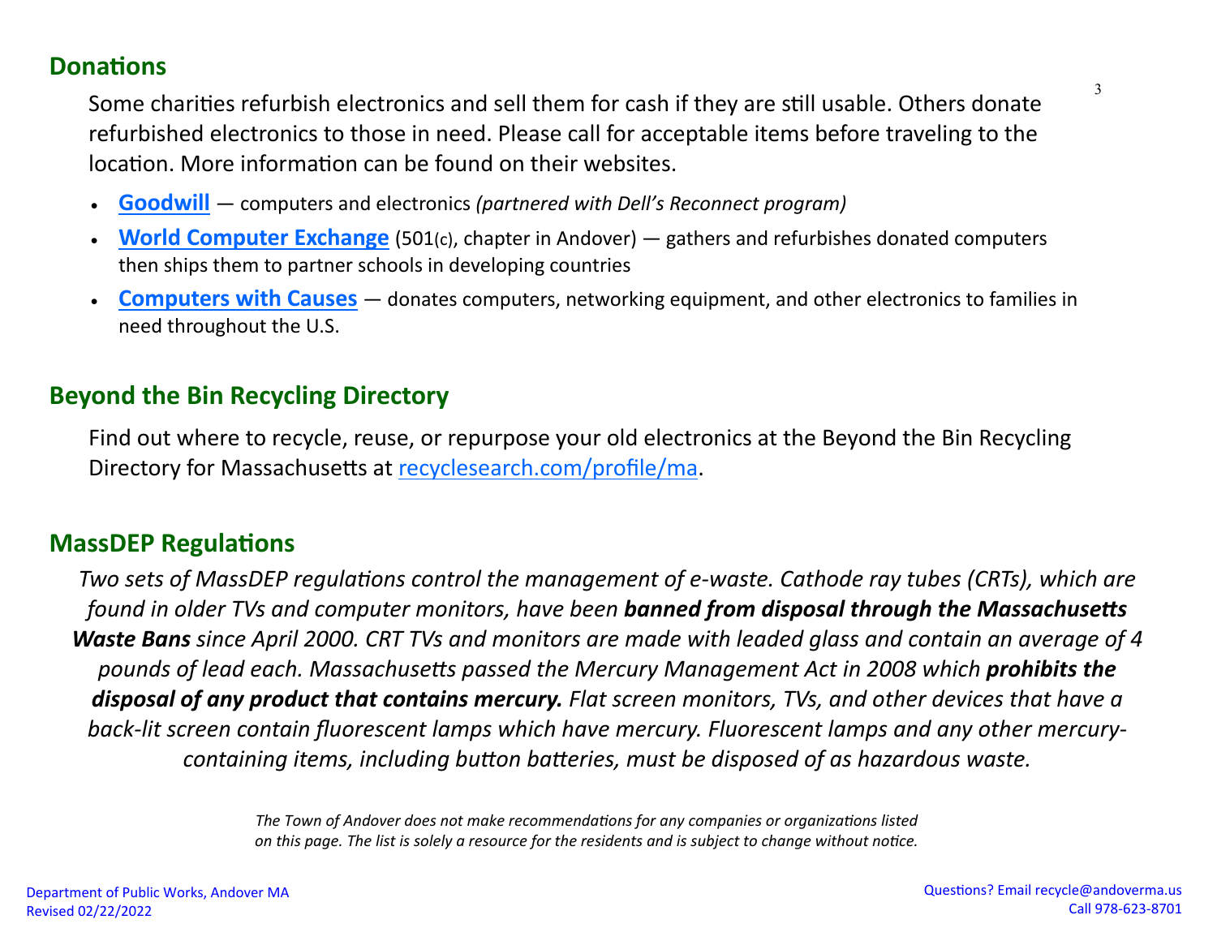## Donations

Some charities refurbish electronics and sell them for cash if they are still usable. Others donate refurbished electronics to those in need. Please call for acceptable items before traveling to the location. More information can be found on their websites.

- **Goodwill** — computers and electronics *(partnered with Dell's Reconnect program)*
- **World Computer Exchange** (501(c), chapter in Andover) — gathers and refurbishes donated computers then ships them to partner schools in developing countries
- **Computers with Causes** — donates computers, networking equipment, and other electronics to families in need throughout the U.S.

## Beyond the Bin Recycling Directory

Find out where to recycle, reuse, or repurpose your old electronics at the Beyond the Bin Recycling Directory for Massachusetts at recyclesearch.com/profile/ma.

## MassDEP Regulations

*Two sets of MassDEP regulations control the management of e-waste. Cathode ray tubes (CRTs), which are found in older TVs and computer monitors, have been **banned from disposal through the Massachusetts Waste Bans** since April 2000. CRT TVs and monitors are made with leaded glass and contain an average of 4 pounds of lead each. Massachusetts passed the Mercury Management Act in 2008 which **prohibits the disposal of any product that contains mercury.** Flat screen monitors, TVs, and other devices that have a back-lit screen contain fluorescent lamps which have mercury. Fluorescent lamps and any other mercury-containing items, including button batteries, must be disposed of as hazardous waste.*

*The Town of Andover does not make recommendations for any companies or organizations listed on this page. The list is solely a resource for the residents and is subject to change without notice.*

Department of Public Works, Andover MA
Revised 02/22/2022

Questions? Email recycle@andoverma.us
Call 978-623-8701